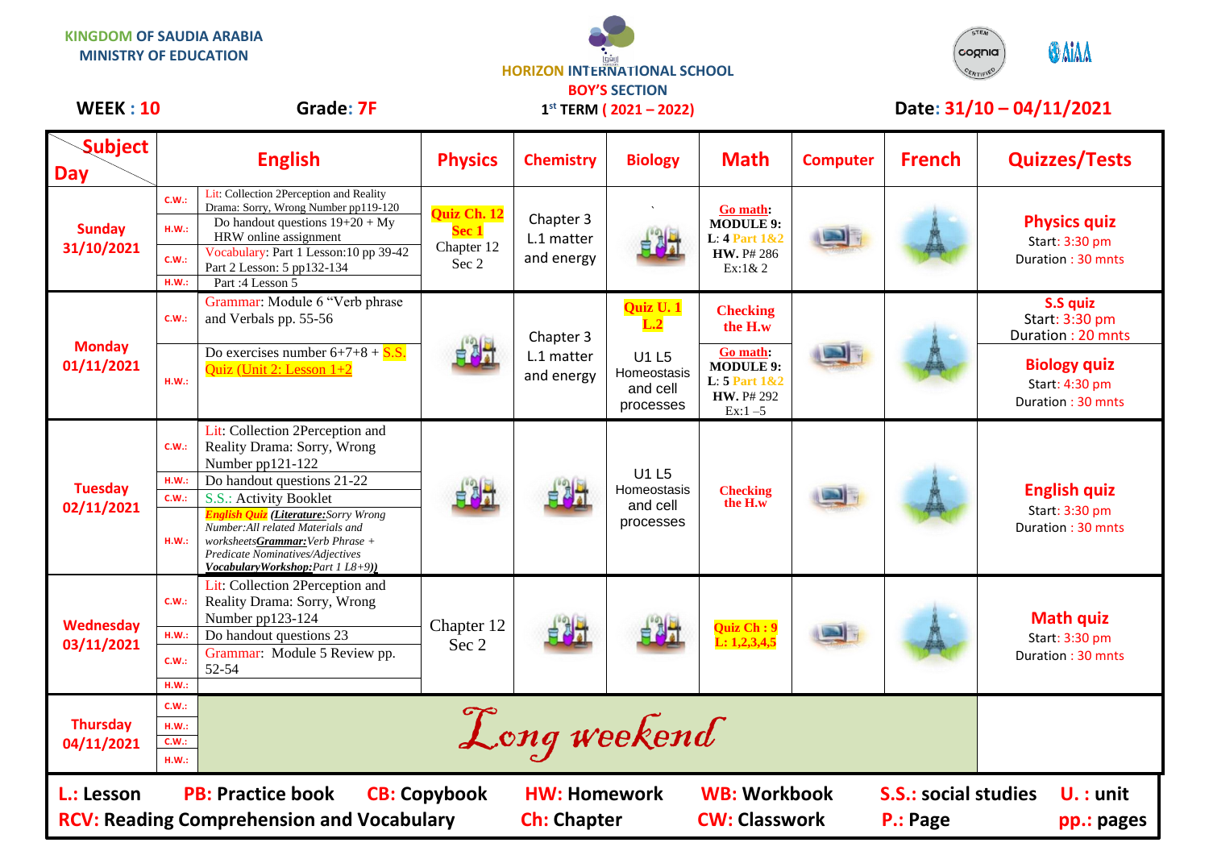KINGDOM OF SAUDIA ARABIA
MINISTRY OF EDUCATION

HORIZON INTERNATIONAL SCHOOL
BOY'S SECTION
1st TERM ( 2021 – 2022)

**WEEK : 10** **Grade: 7F** **Date: 31/10 – 04/11/2021**

| Day / Subject | | English | Physics | Chemistry | Biology | Math | Computer | French | Quizzes/Tests |
|---|---|---|---|---|---|---|---|---|---|
| **Sunday 31/10/2021** | C.W.: | Lit: Collection 2Perception and Reality Drama: Sorry, Wrong Number pp119-120 | **Quiz Ch. 12 Sec 1** Chapter 12 Sec 2 | Chapter 3 L.1 matter and energy | | **Go math: MODULE 9: L: 4 Part 1&2 HW.** P# 286 Ex:1& 2 | | | **Physics quiz** Start: 3:30 pm Duration : 30 mnts |
| | H.W.: | Do handout questions 19+20 + My HRW online assignment | | | | | | | |
| | C.W.: | Vocabulary: Part 1 Lesson:10 pp 39-42 Part 2 Lesson: 5 pp132-134 | | | | | | | |
| | H.W.: | Part :4 Lesson 5 | | | | | | | |
| **Monday 01/11/2021** | C.W.: | Grammar: Module 6 "Verb phrase and Verbals pp. 55-56 | | Chapter 3 L.1 matter and energy | **Quiz U. 1 L.2** U1 L5 Homeostasis and cell processes | **Checking the H.w** | | | **S.S quiz** Start: 3:30 pm Duration : 20 mnts |
| | H.W.: | Do exercises number 6+7+8 + S.S. Quiz (Unit 2: Lesson 1+2 | | | | **Go math: MODULE 9: L: 5 Part 1&2 HW.** P# 292 Ex:1 –5 | | | **Biology quiz** Start: 4:30 pm Duration : 30 mnts |
| **Tuesday 02/11/2021** | C.W.: | Lit: Collection 2Perception and Reality Drama: Sorry, Wrong Number pp121-122 | | | U1 L5 Homeostasis and cell processes | **Checking the H.w** | | | **English quiz** Start: 3:30 pm Duration : 30 mnts |
| | H.W.: | Do handout questions 21-22 | | | | | | | |
| | C.W.: | S.S.: Activity Booklet | | | | | | | |
| | H.W.: | ***English Quiz*** *(**Literature:**Sorry Wrong Number:All related Materials and worksheets**Grammar:**Verb Phrase + Predicate Nominatives/Adjectives **VocabularyWorkshop:**Part 1 L8+9))* | | | | | | | |
| **Wednesday 03/11/2021** | C.W.: | Lit: Collection 2Perception and Reality Drama: Sorry, Wrong Number pp123-124 | Chapter 12 Sec 2 | | | **Quiz Ch : 9 L: 1,2,3,4,5** | | | **Math quiz** Start: 3:30 pm Duration : 30 mnts |
| | H.W.: | Do handout questions 23 | | | | | | | |
| | C.W.: | Grammar: Module 5 Review pp. 52-54 | | | | | | | |
| | H.W.: | | | | | | | | |
| **Thursday 04/11/2021** | C.W.: | *Long weekend* | | | | | | | |
| | H.W.: | | | | | | | | |
| | C.W.: | | | | | | | | |
| | H.W.: | | | | | | | | |

**L.: Lesson** **PB: Practice book** **CB: Copybook** **HW: Homework** **WB: Workbook** **S.S.: social studies** **U. : unit**
**RCV: Reading Comprehension and Vocabulary** **Ch: Chapter** **CW: Classwork** **P.: Page** **pp.: pages**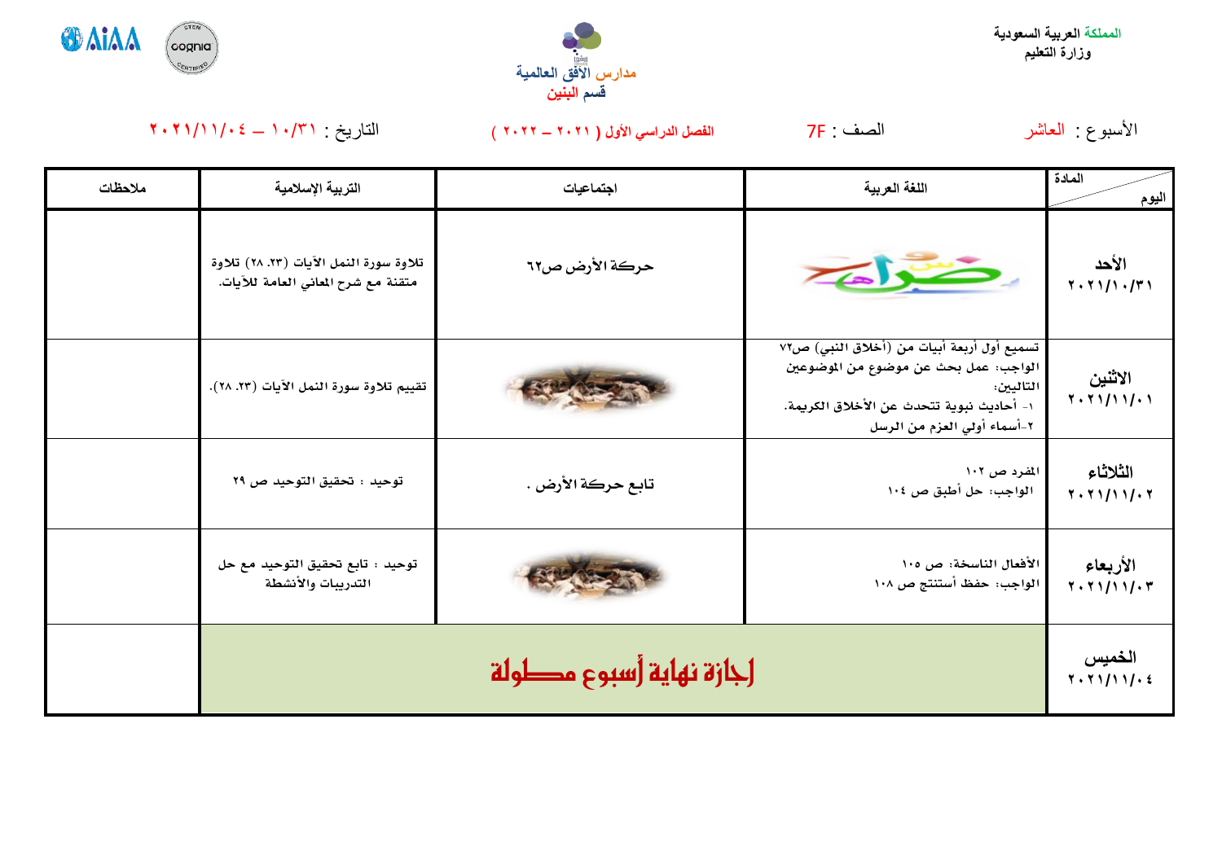المملكة العربية السعودية
وزارة التعليم

مدارس الأفق العالمية
قسم البنين

الأسبوع : العاشر | الصف : 7F | الفصل الدراسي الأول ( ٢٠٢١ – ٢٠٢٢ ) | التاريخ : ١٠/٣١ – ٢٠٢١/١١/٠٤

| اليوم / المادة | اللغة العربية | اجتماعيات | التربية الإسلامية | ملاحظات |
|---|---|---|---|---|
| الأحد ٢٠٢١/١٠/٣١ | | حركة الأرض ص٦٢ | تلاوة سورة النمل الآيات (٢٣. ٢٨) تلاوة متقنة مع شرح المعاني العامة للآيات. | |
| الاثنين ٢٠٢١/١١/٠١ | تسميع أول أربعة أبيات من (أخلاق النبي) ص٧٢ الواجب: عمل بحث عن موضوع من الموضوعين التاليين: ١- أحاديث نبوية تتحدث عن الأخلاق الكريمة. ٢-أسماء أولي العزم من الرسل | | تقييم تلاوة سورة النمل الآيات (٢٣. ٢٨). | |
| الثلاثاء ٢٠٢١/١١/٠٢ | المفرد ص ١٠٢ الواجب: حل أطبق ص ١٠٤ | تابع حركة الأرض . | توحيد : تحقيق التوحيد ص ٢٩ | |
| الأربعاء ٢٠٢١/١١/٠٣ | الأفعال الناسخة: ص ١٠٥ الواجب: حفظ أستنتج ص ١٠٨ | | توحيد : تابع تحقيق التوحيد مع حل التدريبات والأنشطة | |
| الخميس ٢٠٢١/١١/٠٤ | إجازة نهاية أسبوع مطـولة | | | |